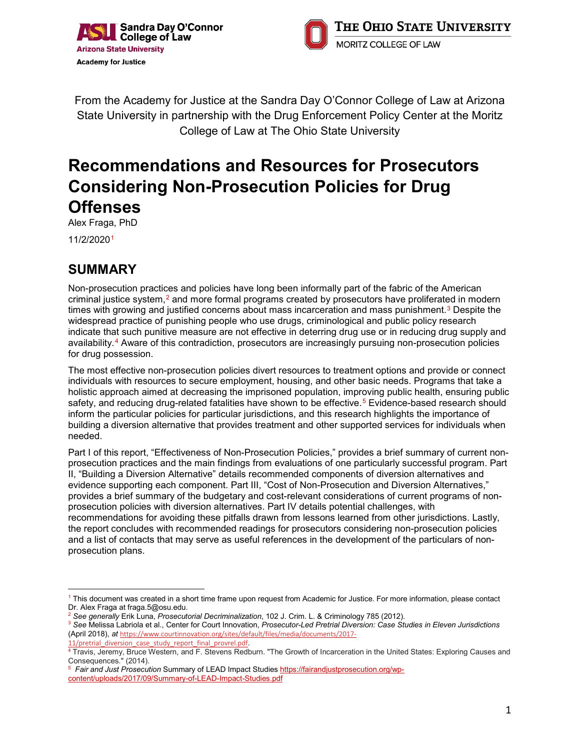From the Academy for Justice at the Sandra Day O'Connor College of Law at Arizona State University in partnership with the Drug Enforcement Policy Center at the Moritz College of Law at The Ohio State University

# Recommendations and Resources for Prosecutors Considering Non-Prosecution Policies for Drug Offenses

Alex Fraga, PhD

11/2/2020[1]

## SUMMARY

Non-prosecution practices and policies have long been informally part of the fabric of the American criminal justice system,[2] and more formal programs created by prosecutors have proliferated in modern times with growing and justified concerns about mass incarceration and mass punishment.[3] Despite the widespread practice of punishing people who use drugs, criminological and public policy research indicate that such punitive measure are not effective in deterring drug use or in reducing drug supply and availability.[4] Aware of this contradiction, prosecutors are increasingly pursuing non-prosecution policies for drug possession.

The most effective non-prosecution policies divert resources to treatment options and provide or connect individuals with resources to secure employment, housing, and other basic needs. Programs that take a holistic approach aimed at decreasing the imprisoned population, improving public health, ensuring public safety, and reducing drug-related fatalities have shown to be effective.[5] Evidence-based research should inform the particular policies for particular jurisdictions, and this research highlights the importance of building a diversion alternative that provides treatment and other supported services for individuals when needed.

Part I of this report, "Effectiveness of Non-Prosecution Policies," provides a brief summary of current non-prosecution practices and the main findings from evaluations of one particularly successful program. Part II, "Building a Diversion Alternative" details recommended components of diversion alternatives and evidence supporting each component. Part III, "Cost of Non-Prosecution and Diversion Alternatives," provides a brief summary of the budgetary and cost-relevant considerations of current programs of non-prosecution policies with diversion alternatives. Part IV details potential challenges, with recommendations for avoiding these pitfalls drawn from lessons learned from other jurisdictions. Lastly, the report concludes with recommended readings for prosecutors considering non-prosecution policies and a list of contacts that may serve as useful references in the development of the particulars of non-prosecution plans.

---

[1] This document was created in a short time frame upon request from Academic for Justice. For more information, please contact Dr. Alex Fraga at fraga.5@osu.edu.

[2] *See generally* Erik Luna, *Prosecutorial Decriminalization*, 102 J. Crim. L. & Criminology 785 (2012).

[3] *See* Melissa Labriola et al., Center for Court Innovation, *Prosecutor-Led Pretrial Diversion: Case Studies in Eleven Jurisdictions* (April 2018), *at* https://www.courtinnovation.org/sites/default/files/media/documents/2017-11/pretrial_diversion_case_study_report_final_provrel.pdf.

[4] Travis, Jeremy, Bruce Western, and F. Stevens Redburn. "The Growth of Incarceration in the United States: Exploring Causes and Consequences." (2014).

[5] *Fair and Just Prosecution* Summary of LEAD Impact Studies https://fairandjustprosecution.org/wp-content/uploads/2017/09/Summary-of-LEAD-Impact-Studies.pdf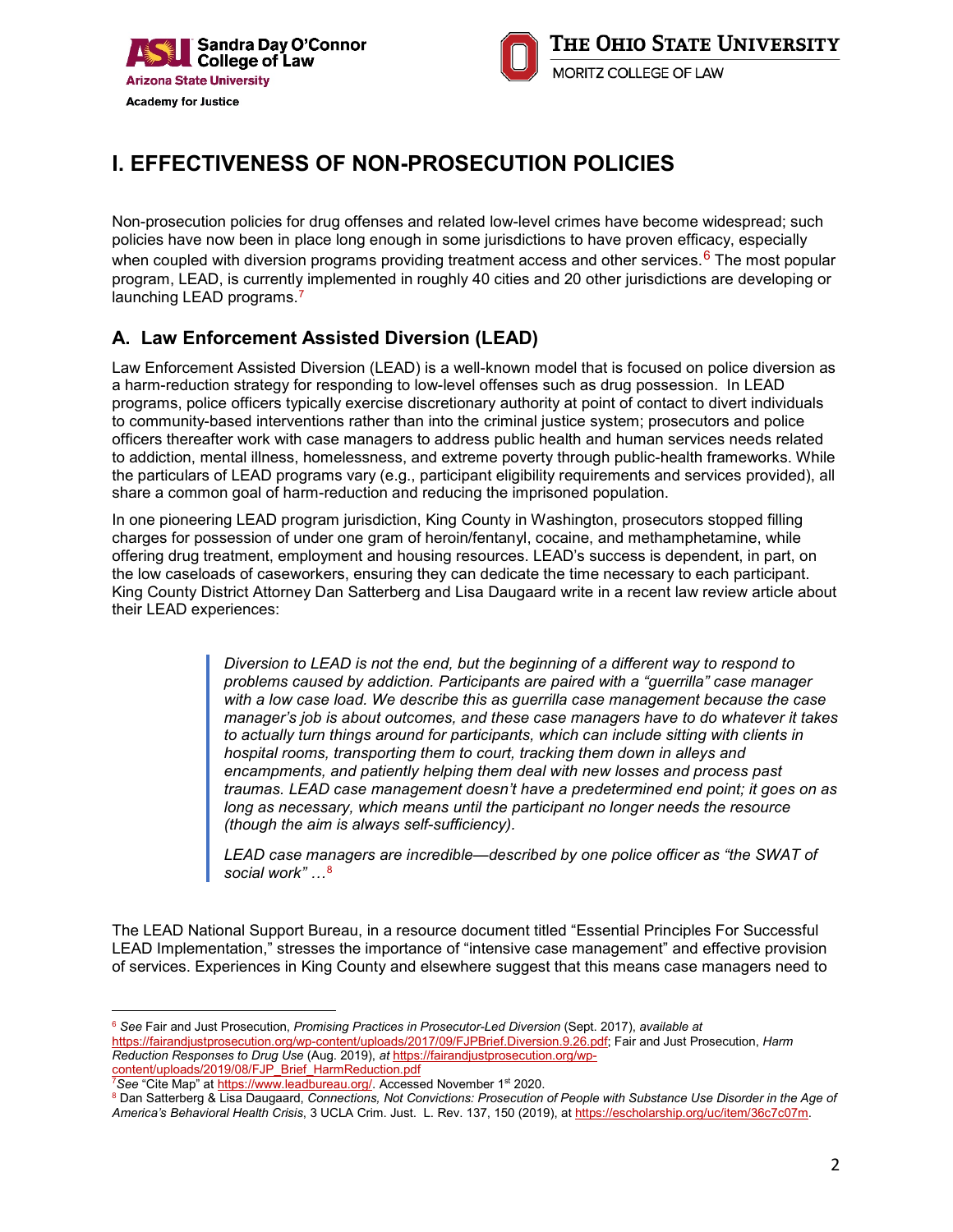# I. EFFECTIVENESS OF NON-PROSECUTION POLICIES

Non-prosecution policies for drug offenses and related low-level crimes have become widespread; such policies have now been in place long enough in some jurisdictions to have proven efficacy, especially when coupled with diversion programs providing treatment access and other services.[6] The most popular program, LEAD, is currently implemented in roughly 40 cities and 20 other jurisdictions are developing or launching LEAD programs.[7]

## A. Law Enforcement Assisted Diversion (LEAD)

Law Enforcement Assisted Diversion (LEAD) is a well-known model that is focused on police diversion as a harm-reduction strategy for responding to low-level offenses such as drug possession. In LEAD programs, police officers typically exercise discretionary authority at point of contact to divert individuals to community-based interventions rather than into the criminal justice system; prosecutors and police officers thereafter work with case managers to address public health and human services needs related to addiction, mental illness, homelessness, and extreme poverty through public-health frameworks. While the particulars of LEAD programs vary (e.g., participant eligibility requirements and services provided), all share a common goal of harm-reduction and reducing the imprisoned population.

In one pioneering LEAD program jurisdiction, King County in Washington, prosecutors stopped filling charges for possession of under one gram of heroin/fentanyl, cocaine, and methamphetamine, while offering drug treatment, employment and housing resources. LEAD's success is dependent, in part, on the low caseloads of caseworkers, ensuring they can dedicate the time necessary to each participant. King County District Attorney Dan Satterberg and Lisa Daugaard write in a recent law review article about their LEAD experiences:

> *Diversion to LEAD is not the end, but the beginning of a different way to respond to problems caused by addiction. Participants are paired with a "guerrilla" case manager with a low case load. We describe this as guerrilla case management because the case manager's job is about outcomes, and these case managers have to do whatever it takes to actually turn things around for participants, which can include sitting with clients in hospital rooms, transporting them to court, tracking them down in alleys and encampments, and patiently helping them deal with new losses and process past traumas. LEAD case management doesn't have a predetermined end point; it goes on as long as necessary, which means until the participant no longer needs the resource (though the aim is always self-sufficiency).*
>
> *LEAD case managers are incredible—described by one police officer as "the SWAT of social work" …*[8]

The LEAD National Support Bureau, in a resource document titled "Essential Principles For Successful LEAD Implementation," stresses the importance of "intensive case management" and effective provision of services. Experiences in King County and elsewhere suggest that this means case managers need to

---

[6] *See* Fair and Just Prosecution, *Promising Practices in Prosecutor-Led Diversion* (Sept. 2017), *available at* https://fairandjustprosecution.org/wp-content/uploads/2017/09/FJPBrief.Diversion.9.26.pdf; Fair and Just Prosecution, *Harm Reduction Responses to Drug Use* (Aug. 2019), *at* https://fairandjustprosecution.org/wp-content/uploads/2019/08/FJP_Brief_HarmReduction.pdf

[7] *See* "Cite Map" at https://www.leadbureau.org/. Accessed November 1st 2020.

[8] Dan Satterberg & Lisa Daugaard, *Connections, Not Convictions: Prosecution of People with Substance Use Disorder in the Age of America's Behavioral Health Crisis*, 3 UCLA Crim. Just. L. Rev. 137, 150 (2019), at https://escholarship.org/uc/item/36c7c07m.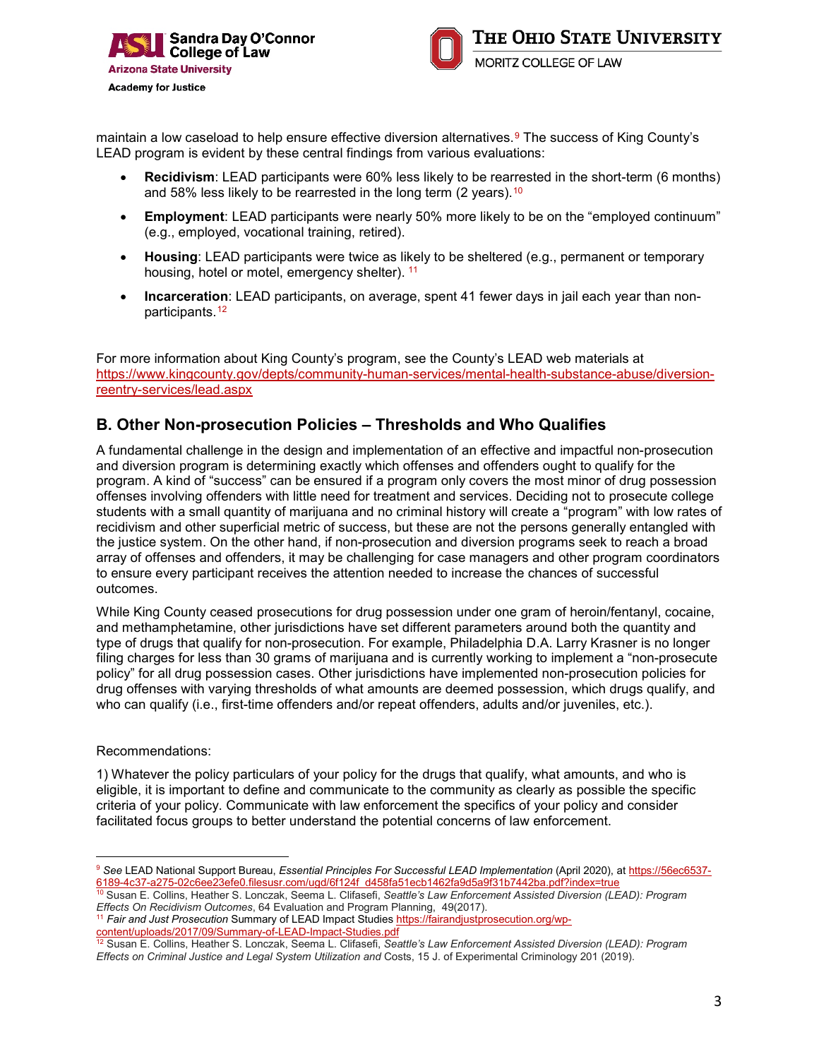maintain a low caseload to help ensure effective diversion alternatives.[9] The success of King County's LEAD program is evident by these central findings from various evaluations:

- **Recidivism**: LEAD participants were 60% less likely to be rearrested in the short-term (6 months) and 58% less likely to be rearrested in the long term (2 years).[10]
- **Employment**: LEAD participants were nearly 50% more likely to be on the "employed continuum" (e.g., employed, vocational training, retired).
- **Housing**: LEAD participants were twice as likely to be sheltered (e.g., permanent or temporary housing, hotel or motel, emergency shelter).[11]
- **Incarceration**: LEAD participants, on average, spent 41 fewer days in jail each year than non-participants.[12]

For more information about King County's program, see the County's LEAD web materials at https://www.kingcounty.gov/depts/community-human-services/mental-health-substance-abuse/diversion-reentry-services/lead.aspx

## B. Other Non-prosecution Policies – Thresholds and Who Qualifies

A fundamental challenge in the design and implementation of an effective and impactful non-prosecution and diversion program is determining exactly which offenses and offenders ought to qualify for the program. A kind of "success" can be ensured if a program only covers the most minor of drug possession offenses involving offenders with little need for treatment and services. Deciding not to prosecute college students with a small quantity of marijuana and no criminal history will create a "program" with low rates of recidivism and other superficial metric of success, but these are not the persons generally entangled with the justice system. On the other hand, if non-prosecution and diversion programs seek to reach a broad array of offenses and offenders, it may be challenging for case managers and other program coordinators to ensure every participant receives the attention needed to increase the chances of successful outcomes.

While King County ceased prosecutions for drug possession under one gram of heroin/fentanyl, cocaine, and methamphetamine, other jurisdictions have set different parameters around both the quantity and type of drugs that qualify for non-prosecution. For example, Philadelphia D.A. Larry Krasner is no longer filing charges for less than 30 grams of marijuana and is currently working to implement a "non-prosecute policy" for all drug possession cases. Other jurisdictions have implemented non-prosecution policies for drug offenses with varying thresholds of what amounts are deemed possession, which drugs qualify, and who can qualify (i.e., first-time offenders and/or repeat offenders, adults and/or juveniles, etc.).

Recommendations:

1) Whatever the policy particulars of your policy for the drugs that qualify, what amounts, and who is eligible, it is important to define and communicate to the community as clearly as possible the specific criteria of your policy. Communicate with law enforcement the specifics of your policy and consider facilitated focus groups to better understand the potential concerns of law enforcement.

---

[9] *See* LEAD National Support Bureau, *Essential Principles For Successful LEAD Implementation* (April 2020), at https://56ec6537-6189-4c37-a275-02c6ee23efe0.filesusr.com/ugd/6f124f_d458fa51ecb1462fa9d5a9f31b7442ba.pdf?index=true

[10] Susan E. Collins, Heather S. Lonczak, Seema L. Clifasefi, *Seattle's Law Enforcement Assisted Diversion (LEAD): Program Effects On Recidivism Outcomes*, 64 Evaluation and Program Planning, 49(2017).

[11] *Fair and Just Prosecution* Summary of LEAD Impact Studies https://fairandjustprosecution.org/wp-content/uploads/2017/09/Summary-of-LEAD-Impact-Studies.pdf

[12] Susan E. Collins, Heather S. Lonczak, Seema L. Clifasefi, *Seattle's Law Enforcement Assisted Diversion (LEAD): Program Effects on Criminal Justice and Legal System Utilization and* Costs, 15 J. of Experimental Criminology 201 (2019).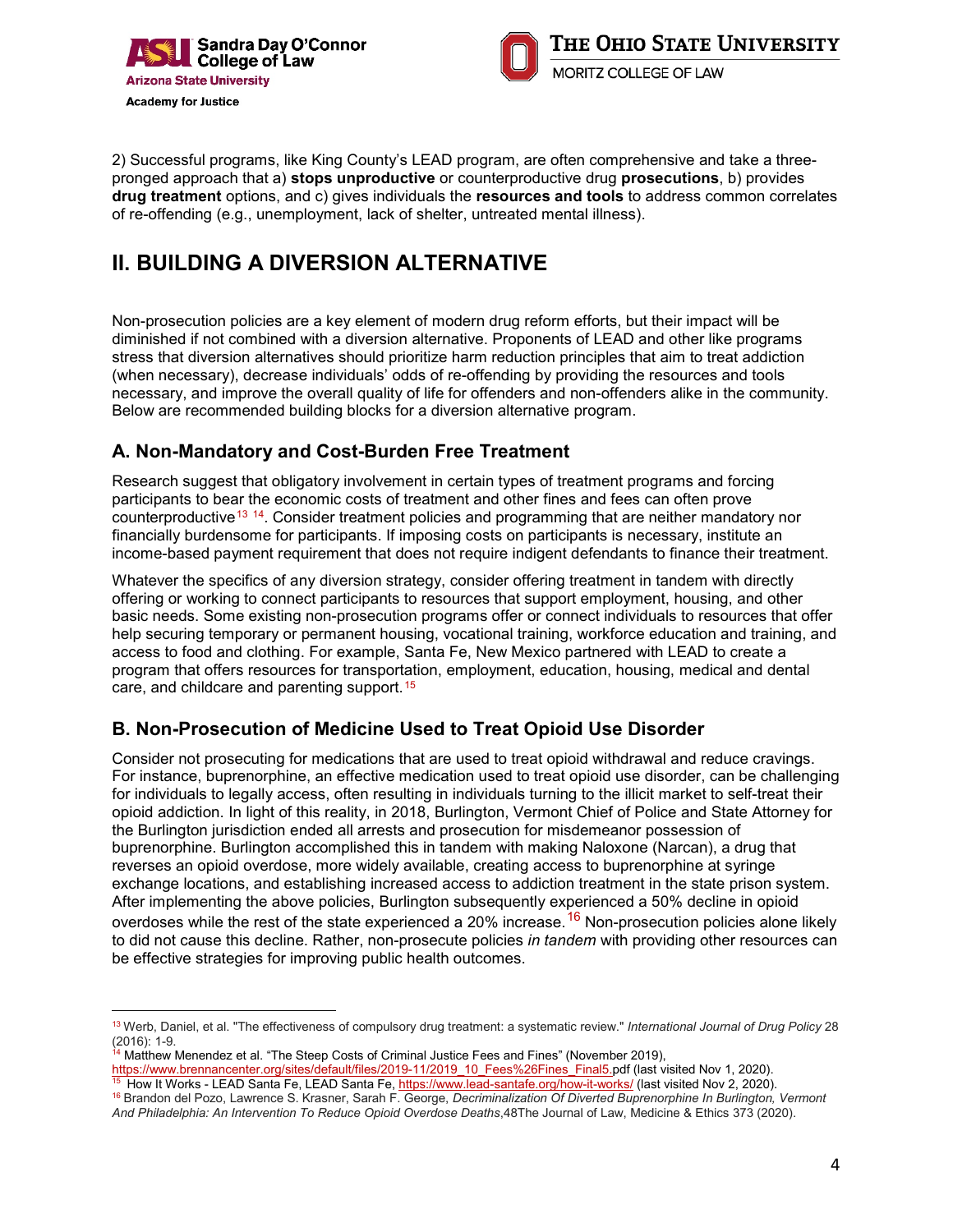2) Successful programs, like King County's LEAD program, are often comprehensive and take a three-pronged approach that a) **stops unproductive** or counterproductive drug **prosecutions**, b) provides **drug treatment** options, and c) gives individuals the **resources and tools** to address common correlates of re-offending (e.g., unemployment, lack of shelter, untreated mental illness).

# II. BUILDING A DIVERSION ALTERNATIVE

Non-prosecution policies are a key element of modern drug reform efforts, but their impact will be diminished if not combined with a diversion alternative. Proponents of LEAD and other like programs stress that diversion alternatives should prioritize harm reduction principles that aim to treat addiction (when necessary), decrease individuals' odds of re-offending by providing the resources and tools necessary, and improve the overall quality of life for offenders and non-offenders alike in the community. Below are recommended building blocks for a diversion alternative program.

## A. Non-Mandatory and Cost-Burden Free Treatment

Research suggest that obligatory involvement in certain types of treatment programs and forcing participants to bear the economic costs of treatment and other fines and fees can often prove counterproductive[13] [14]. Consider treatment policies and programming that are neither mandatory nor financially burdensome for participants. If imposing costs on participants is necessary, institute an income-based payment requirement that does not require indigent defendants to finance their treatment.

Whatever the specifics of any diversion strategy, consider offering treatment in tandem with directly offering or working to connect participants to resources that support employment, housing, and other basic needs. Some existing non-prosecution programs offer or connect individuals to resources that offer help securing temporary or permanent housing, vocational training, workforce education and training, and access to food and clothing. For example, Santa Fe, New Mexico partnered with LEAD to create a program that offers resources for transportation, employment, education, housing, medical and dental care, and childcare and parenting support.[15]

## B. Non-Prosecution of Medicine Used to Treat Opioid Use Disorder

Consider not prosecuting for medications that are used to treat opioid withdrawal and reduce cravings. For instance, buprenorphine, an effective medication used to treat opioid use disorder, can be challenging for individuals to legally access, often resulting in individuals turning to the illicit market to self-treat their opioid addiction. In light of this reality, in 2018, Burlington, Vermont Chief of Police and State Attorney for the Burlington jurisdiction ended all arrests and prosecution for misdemeanor possession of buprenorphine. Burlington accomplished this in tandem with making Naloxone (Narcan), a drug that reverses an opioid overdose, more widely available, creating access to buprenorphine at syringe exchange locations, and establishing increased access to addiction treatment in the state prison system. After implementing the above policies, Burlington subsequently experienced a 50% decline in opioid overdoses while the rest of the state experienced a 20% increase.[16] Non-prosecution policies alone likely to did not cause this decline. Rather, non-prosecute policies *in tandem* with providing other resources can be effective strategies for improving public health outcomes.

---

[13] Werb, Daniel, et al. "The effectiveness of compulsory drug treatment: a systematic review." *International Journal of Drug Policy* 28 (2016): 1-9.

[14] Matthew Menendez et al. "The Steep Costs of Criminal Justice Fees and Fines" (November 2019), https://www.brennancenter.org/sites/default/files/2019-11/2019_10_Fees%26Fines_Final5.pdf (last visited Nov 1, 2020).

[15] How It Works - LEAD Santa Fe, LEAD Santa Fe, https://www.lead-santafe.org/how-it-works/ (last visited Nov 2, 2020).

[16] Brandon del Pozo, Lawrence S. Krasner, Sarah F. George, *Decriminalization Of Diverted Buprenorphine In Burlington, Vermont And Philadelphia: An Intervention To Reduce Opioid Overdose Deaths*,48The Journal of Law, Medicine & Ethics 373 (2020).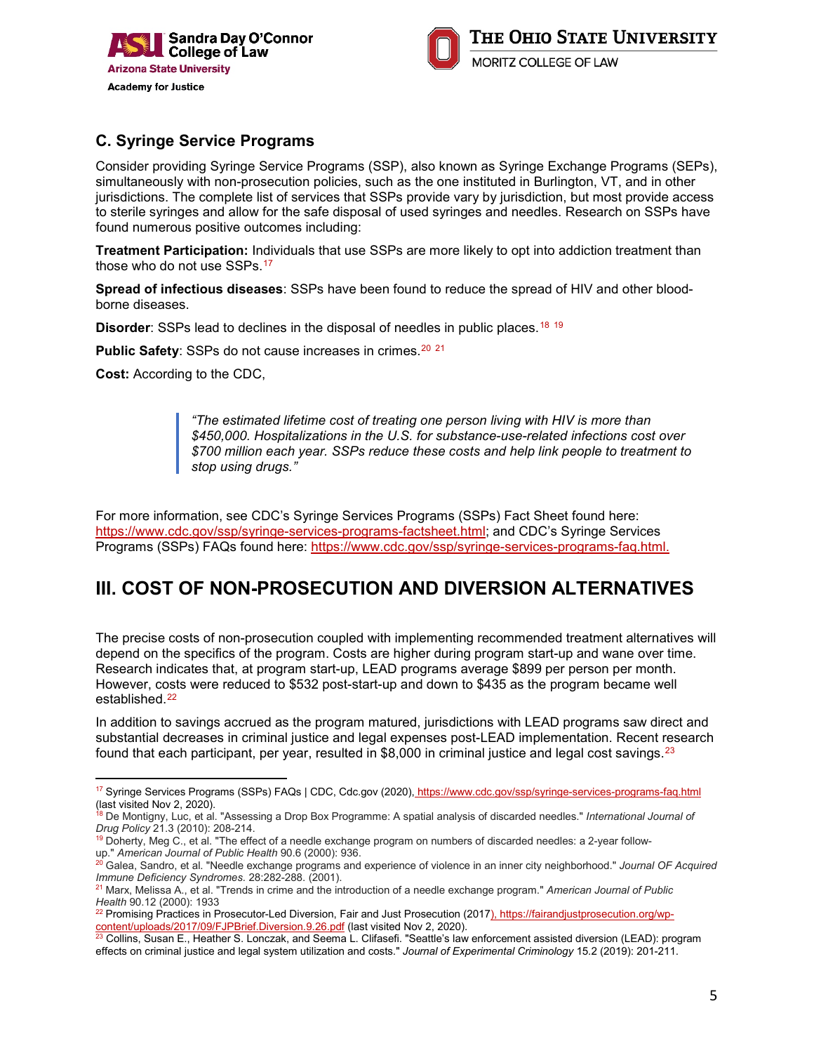### C. Syringe Service Programs

Consider providing Syringe Service Programs (SSP), also known as Syringe Exchange Programs (SEPs), simultaneously with non-prosecution policies, such as the one instituted in Burlington, VT, and in other jurisdictions. The complete list of services that SSPs provide vary by jurisdiction, but most provide access to sterile syringes and allow for the safe disposal of used syringes and needles. Research on SSPs have found numerous positive outcomes including:

**Treatment Participation:** Individuals that use SSPs are more likely to opt into addiction treatment than those who do not use SSPs.[17]

**Spread of infectious diseases**: SSPs have been found to reduce the spread of HIV and other blood-borne diseases.

**Disorder**: SSPs lead to declines in the disposal of needles in public places.[18] [19]

**Public Safety**: SSPs do not cause increases in crimes.[20] [21]

**Cost:** According to the CDC,

> *"The estimated lifetime cost of treating one person living with HIV is more than $450,000. Hospitalizations in the U.S. for substance-use-related infections cost over $700 million each year. SSPs reduce these costs and help link people to treatment to stop using drugs."*

For more information, see CDC's Syringe Services Programs (SSPs) Fact Sheet found here: https://www.cdc.gov/ssp/syringe-services-programs-factsheet.html; and CDC's Syringe Services Programs (SSPs) FAQs found here: https://www.cdc.gov/ssp/syringe-services-programs-faq.html.

## III. COST OF NON-PROSECUTION AND DIVERSION ALTERNATIVES

The precise costs of non-prosecution coupled with implementing recommended treatment alternatives will depend on the specifics of the program. Costs are higher during program start-up and wane over time. Research indicates that, at program start-up, LEAD programs average $899 per person per month. However, costs were reduced to $532 post-start-up and down to $435 as the program became well established.[22]

In addition to savings accrued as the program matured, jurisdictions with LEAD programs saw direct and substantial decreases in criminal justice and legal expenses post-LEAD implementation. Recent research found that each participant, per year, resulted in $8,000 in criminal justice and legal cost savings.[23]

---

[17] Syringe Services Programs (SSPs) FAQs | CDC, Cdc.gov (2020), https://www.cdc.gov/ssp/syringe-services-programs-faq.html (last visited Nov 2, 2020).

[18] De Montigny, Luc, et al. "Assessing a Drop Box Programme: A spatial analysis of discarded needles." *International Journal of Drug Policy* 21.3 (2010): 208-214.

[19] Doherty, Meg C., et al. "The effect of a needle exchange program on numbers of discarded needles: a 2-year follow-up." *American Journal of Public Health* 90.6 (2000): 936.

[20] Galea, Sandro, et al. "Needle exchange programs and experience of violence in an inner city neighborhood." *Journal OF Acquired Immune Deficiency Syndromes.* 28:282-288. (2001).

[21] Marx, Melissa A., et al. "Trends in crime and the introduction of a needle exchange program." *American Journal of Public Health* 90.12 (2000): 1933

[22] Promising Practices in Prosecutor-Led Diversion, Fair and Just Prosecution (2017), https://fairandjustprosecution.org/wp-content/uploads/2017/09/FJPBrief.Diversion.9.26.pdf (last visited Nov 2, 2020).

[23] Collins, Susan E., Heather S. Lonczak, and Seema L. Clifasefi. "Seattle's law enforcement assisted diversion (LEAD): program effects on criminal justice and legal system utilization and costs." *Journal of Experimental Criminology* 15.2 (2019): 201-211.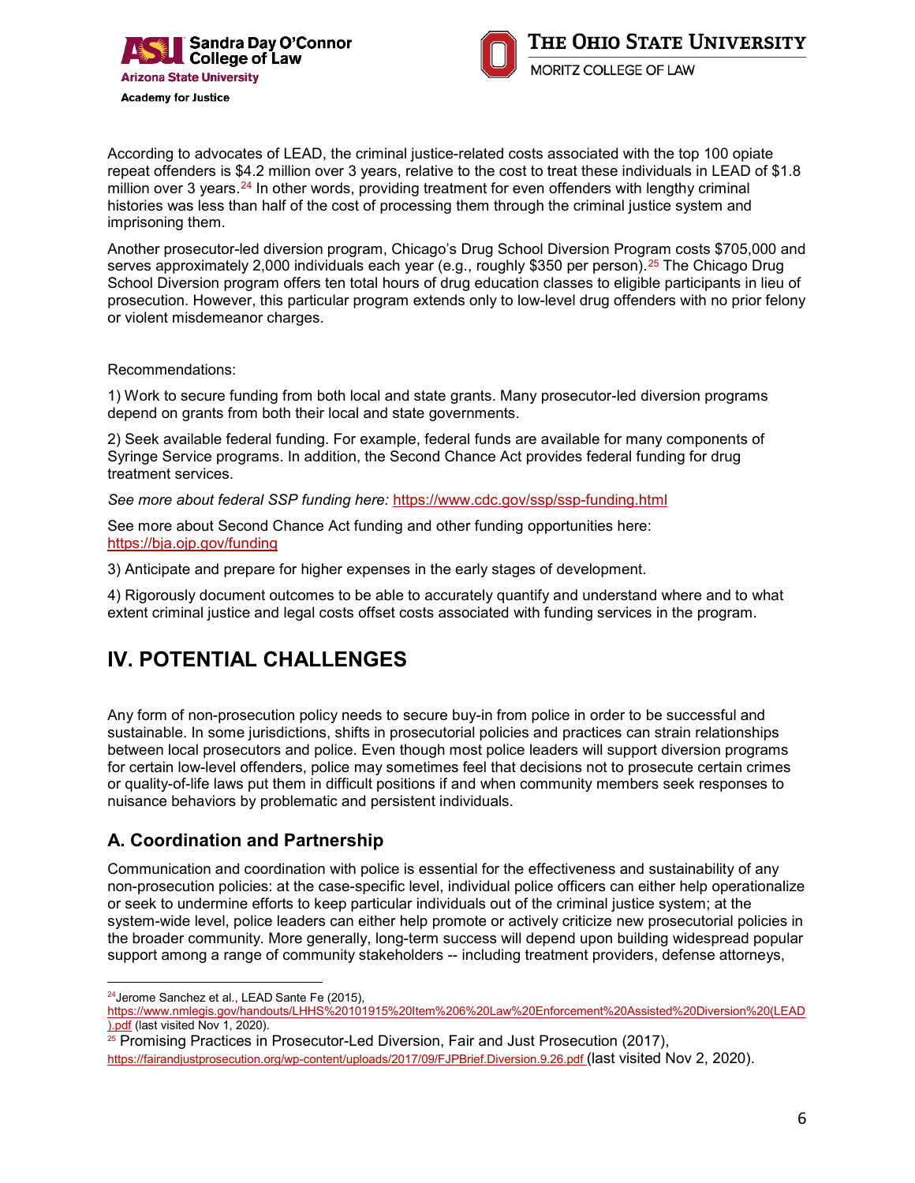According to advocates of LEAD, the criminal justice-related costs associated with the top 100 opiate repeat offenders is $4.2 million over 3 years, relative to the cost to treat these individuals in LEAD of $1.8 million over 3 years.[24] In other words, providing treatment for even offenders with lengthy criminal histories was less than half of the cost of processing them through the criminal justice system and imprisoning them.

Another prosecutor-led diversion program, Chicago's Drug School Diversion Program costs $705,000 and serves approximately 2,000 individuals each year (e.g., roughly $350 per person).[25] The Chicago Drug School Diversion program offers ten total hours of drug education classes to eligible participants in lieu of prosecution. However, this particular program extends only to low-level drug offenders with no prior felony or violent misdemeanor charges.

Recommendations:

1) Work to secure funding from both local and state grants. Many prosecutor-led diversion programs depend on grants from both their local and state governments.

2) Seek available federal funding. For example, federal funds are available for many components of Syringe Service programs. In addition, the Second Chance Act provides federal funding for drug treatment services.

*See more about federal SSP funding here:* https://www.cdc.gov/ssp/ssp-funding.html

See more about Second Chance Act funding and other funding opportunities here: https://bja.ojp.gov/funding

3) Anticipate and prepare for higher expenses in the early stages of development.

4) Rigorously document outcomes to be able to accurately quantify and understand where and to what extent criminal justice and legal costs offset costs associated with funding services in the program.

# IV. POTENTIAL CHALLENGES

Any form of non-prosecution policy needs to secure buy-in from police in order to be successful and sustainable. In some jurisdictions, shifts in prosecutorial policies and practices can strain relationships between local prosecutors and police. Even though most police leaders will support diversion programs for certain low-level offenders, police may sometimes feel that decisions not to prosecute certain crimes or quality-of-life laws put them in difficult positions if and when community members seek responses to nuisance behaviors by problematic and persistent individuals.

## A. Coordination and Partnership

Communication and coordination with police is essential for the effectiveness and sustainability of any non-prosecution policies: at the case-specific level, individual police officers can either help operationalize or seek to undermine efforts to keep particular individuals out of the criminal justice system; at the system-wide level, police leaders can either help promote or actively criticize new prosecutorial policies in the broader community. More generally, long-term success will depend upon building widespread popular support among a range of community stakeholders -- including treatment providers, defense attorneys,

---

[24] Jerome Sanchez et al., LEAD Sante Fe (2015), https://www.nmlegis.gov/handouts/LHHS%20101915%20Item%206%20Law%20Enforcement%20Assisted%20Diversion%20(LEAD).pdf (last visited Nov 1, 2020).

[25] Promising Practices in Prosecutor-Led Diversion, Fair and Just Prosecution (2017), https://fairandjustprosecution.org/wp-content/uploads/2017/09/FJPBrief.Diversion.9.26.pdf (last visited Nov 2, 2020).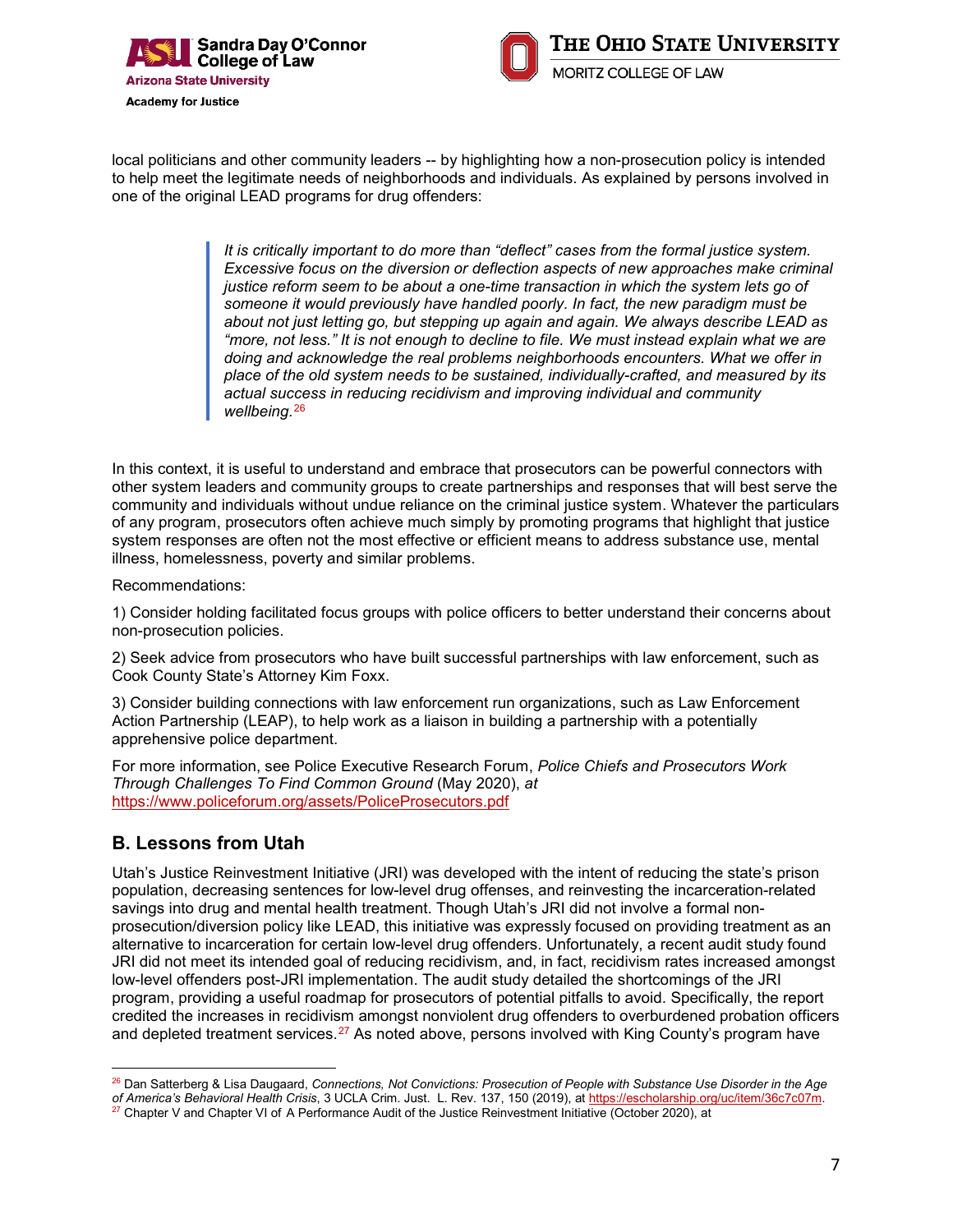local politicians and other community leaders -- by highlighting how a non-prosecution policy is intended to help meet the legitimate needs of neighborhoods and individuals. As explained by persons involved in one of the original LEAD programs for drug offenders:

> *It is critically important to do more than "deflect" cases from the formal justice system. Excessive focus on the diversion or deflection aspects of new approaches make criminal justice reform seem to be about a one-time transaction in which the system lets go of someone it would previously have handled poorly. In fact, the new paradigm must be about not just letting go, but stepping up again and again. We always describe LEAD as "more, not less." It is not enough to decline to file. We must instead explain what we are doing and acknowledge the real problems neighborhoods encounters. What we offer in place of the old system needs to be sustained, individually-crafted, and measured by its actual success in reducing recidivism and improving individual and community wellbeing.*[26]

In this context, it is useful to understand and embrace that prosecutors can be powerful connectors with other system leaders and community groups to create partnerships and responses that will best serve the community and individuals without undue reliance on the criminal justice system. Whatever the particulars of any program, prosecutors often achieve much simply by promoting programs that highlight that justice system responses are often not the most effective or efficient means to address substance use, mental illness, homelessness, poverty and similar problems.

Recommendations:

1) Consider holding facilitated focus groups with police officers to better understand their concerns about non-prosecution policies.

2) Seek advice from prosecutors who have built successful partnerships with law enforcement, such as Cook County State's Attorney Kim Foxx.

3) Consider building connections with law enforcement run organizations, such as Law Enforcement Action Partnership (LEAP), to help work as a liaison in building a partnership with a potentially apprehensive police department.

For more information, see Police Executive Research Forum, *Police Chiefs and Prosecutors Work Through Challenges To Find Common Ground* (May 2020), *at* https://www.policeforum.org/assets/PoliceProsecutors.pdf

## B. Lessons from Utah

Utah's Justice Reinvestment Initiative (JRI) was developed with the intent of reducing the state's prison population, decreasing sentences for low-level drug offenses, and reinvesting the incarceration-related savings into drug and mental health treatment. Though Utah's JRI did not involve a formal non-prosecution/diversion policy like LEAD, this initiative was expressly focused on providing treatment as an alternative to incarceration for certain low-level drug offenders. Unfortunately, a recent audit study found JRI did not meet its intended goal of reducing recidivism, and, in fact, recidivism rates increased amongst low-level offenders post-JRI implementation. The audit study detailed the shortcomings of the JRI program, providing a useful roadmap for prosecutors of potential pitfalls to avoid. Specifically, the report credited the increases in recidivism amongst nonviolent drug offenders to overburdened probation officers and depleted treatment services.[27] As noted above, persons involved with King County's program have

---

[26] Dan Satterberg & Lisa Daugaard, *Connections, Not Convictions: Prosecution of People with Substance Use Disorder in the Age of America's Behavioral Health Crisis*, 3 UCLA Crim. Just. L. Rev. 137, 150 (2019), at https://escholarship.org/uc/item/36c7c07m.

[27] Chapter V and Chapter VI of A Performance Audit of the Justice Reinvestment Initiative (October 2020), at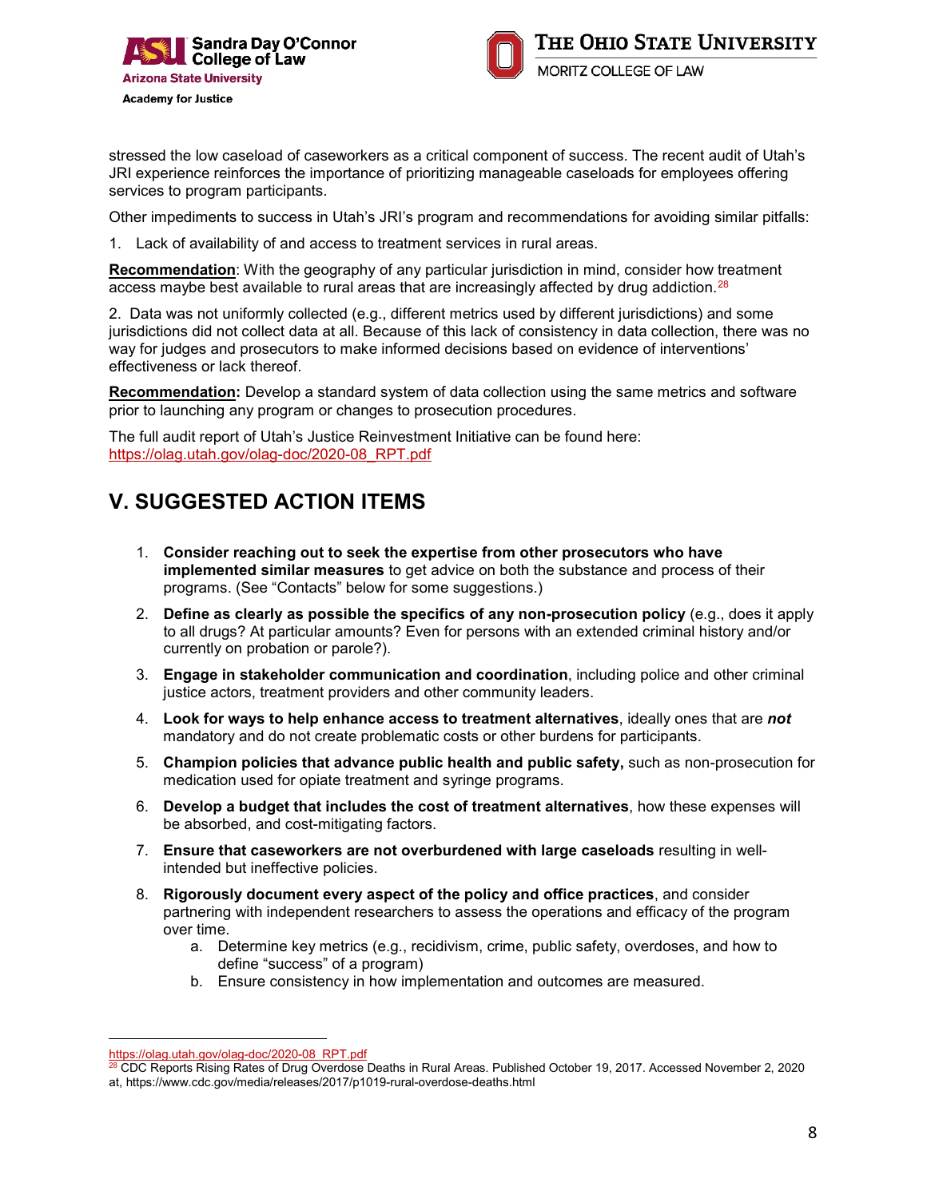stressed the low caseload of caseworkers as a critical component of success. The recent audit of Utah's JRI experience reinforces the importance of prioritizing manageable caseloads for employees offering services to program participants.

Other impediments to success in Utah's JRI's program and recommendations for avoiding similar pitfalls:

1. Lack of availability of and access to treatment services in rural areas.

**Recommendation**: With the geography of any particular jurisdiction in mind, consider how treatment access maybe best available to rural areas that are increasingly affected by drug addiction.[28]

2. Data was not uniformly collected (e.g., different metrics used by different jurisdictions) and some jurisdictions did not collect data at all. Because of this lack of consistency in data collection, there was no way for judges and prosecutors to make informed decisions based on evidence of interventions' effectiveness or lack thereof.

**Recommendation:** Develop a standard system of data collection using the same metrics and software prior to launching any program or changes to prosecution procedures.

The full audit report of Utah's Justice Reinvestment Initiative can be found here: https://olag.utah.gov/olag-doc/2020-08_RPT.pdf

## V. SUGGESTED ACTION ITEMS

1. **Consider reaching out to seek the expertise from other prosecutors who have implemented similar measures** to get advice on both the substance and process of their programs. (See "Contacts" below for some suggestions.)
2. **Define as clearly as possible the specifics of any non-prosecution policy** (e.g., does it apply to all drugs? At particular amounts? Even for persons with an extended criminal history and/or currently on probation or parole?).
3. **Engage in stakeholder communication and coordination**, including police and other criminal justice actors, treatment providers and other community leaders.
4. **Look for ways to help enhance access to treatment alternatives**, ideally ones that are ***not*** mandatory and do not create problematic costs or other burdens for participants.
5. **Champion policies that advance public health and public safety,** such as non-prosecution for medication used for opiate treatment and syringe programs.
6. **Develop a budget that includes the cost of treatment alternatives**, how these expenses will be absorbed, and cost-mitigating factors.
7. **Ensure that caseworkers are not overburdened with large caseloads** resulting in well-intended but ineffective policies.
8. **Rigorously document every aspect of the policy and office practices**, and consider partnering with independent researchers to assess the operations and efficacy of the program over time.
   a. Determine key metrics (e.g., recidivism, crime, public safety, overdoses, and how to define "success" of a program)
   b. Ensure consistency in how implementation and outcomes are measured.

---

https://olag.utah.gov/olag-doc/2020-08_RPT.pdf

[28] CDC Reports Rising Rates of Drug Overdose Deaths in Rural Areas. Published October 19, 2017. Accessed November 2, 2020 at, https://www.cdc.gov/media/releases/2017/p1019-rural-overdose-deaths.html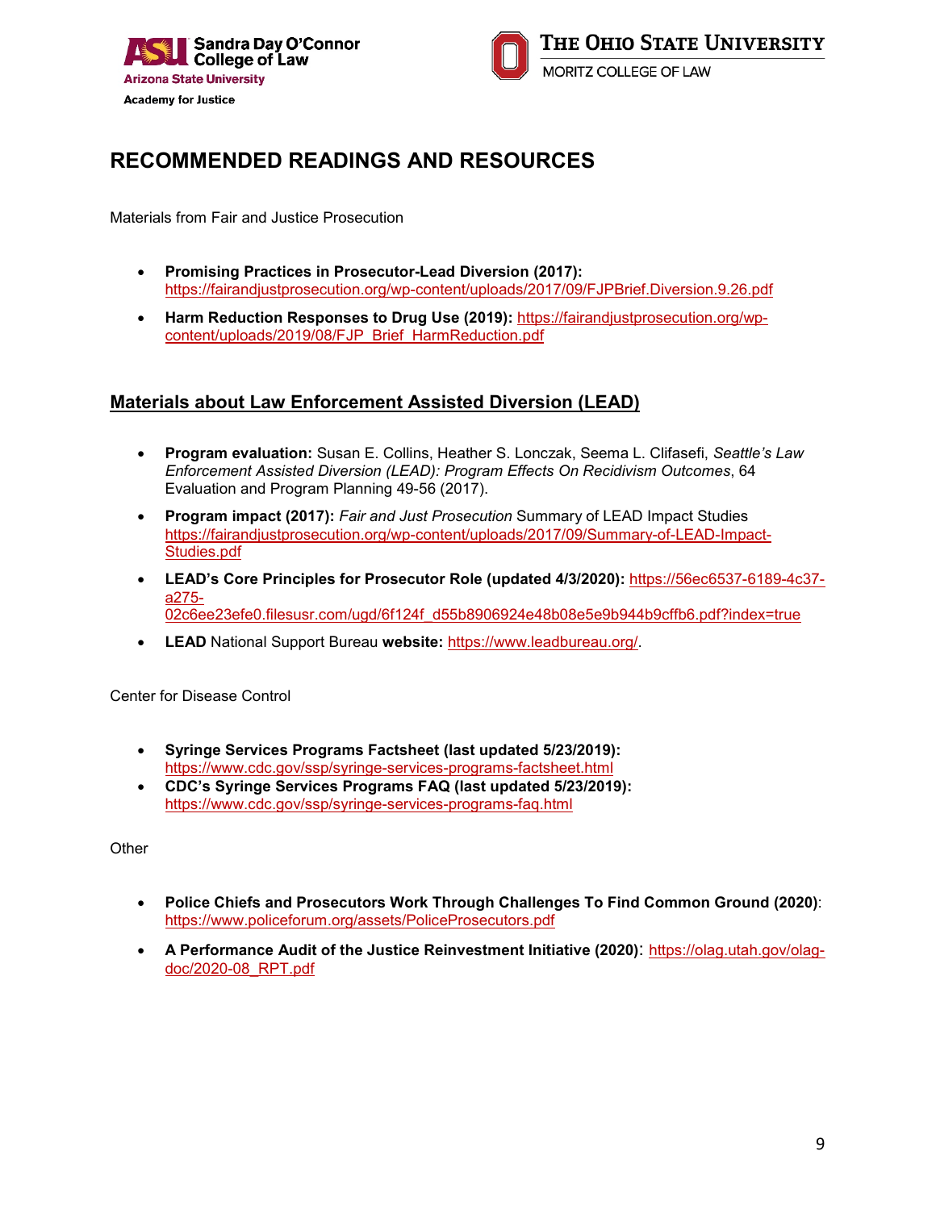# RECOMMENDED READINGS AND RESOURCES

Materials from Fair and Justice Prosecution

- **Promising Practices in Prosecutor-Lead Diversion (2017):** https://fairandjustprosecution.org/wp-content/uploads/2017/09/FJPBrief.Diversion.9.26.pdf
- **Harm Reduction Responses to Drug Use (2019):** https://fairandjustprosecution.org/wp-content/uploads/2019/08/FJP_Brief_HarmReduction.pdf

## Materials about Law Enforcement Assisted Diversion (LEAD)

- **Program evaluation:** Susan E. Collins, Heather S. Lonczak, Seema L. Clifasefi, *Seattle's Law Enforcement Assisted Diversion (LEAD): Program Effects On Recidivism Outcomes*, 64 Evaluation and Program Planning 49-56 (2017).
- **Program impact (2017):** *Fair and Just Prosecution* Summary of LEAD Impact Studies https://fairandjustprosecution.org/wp-content/uploads/2017/09/Summary-of-LEAD-Impact-Studies.pdf
- **LEAD's Core Principles for Prosecutor Role (updated 4/3/2020):** https://56ec6537-6189-4c37-a275-02c6ee23efe0.filesusr.com/ugd/6f124f_d55b8906924e48b08e5e9b944b9cffb6.pdf?index=true
- **LEAD** National Support Bureau **website:** https://www.leadbureau.org/.

Center for Disease Control

- **Syringe Services Programs Factsheet (last updated 5/23/2019):** https://www.cdc.gov/ssp/syringe-services-programs-factsheet.html
- **CDC's Syringe Services Programs FAQ (last updated 5/23/2019):** https://www.cdc.gov/ssp/syringe-services-programs-faq.html

Other

- **Police Chiefs and Prosecutors Work Through Challenges To Find Common Ground (2020)**: https://www.policeforum.org/assets/PoliceProsecutors.pdf
- **A Performance Audit of the Justice Reinvestment Initiative (2020)**: https://olag.utah.gov/olag-doc/2020-08_RPT.pdf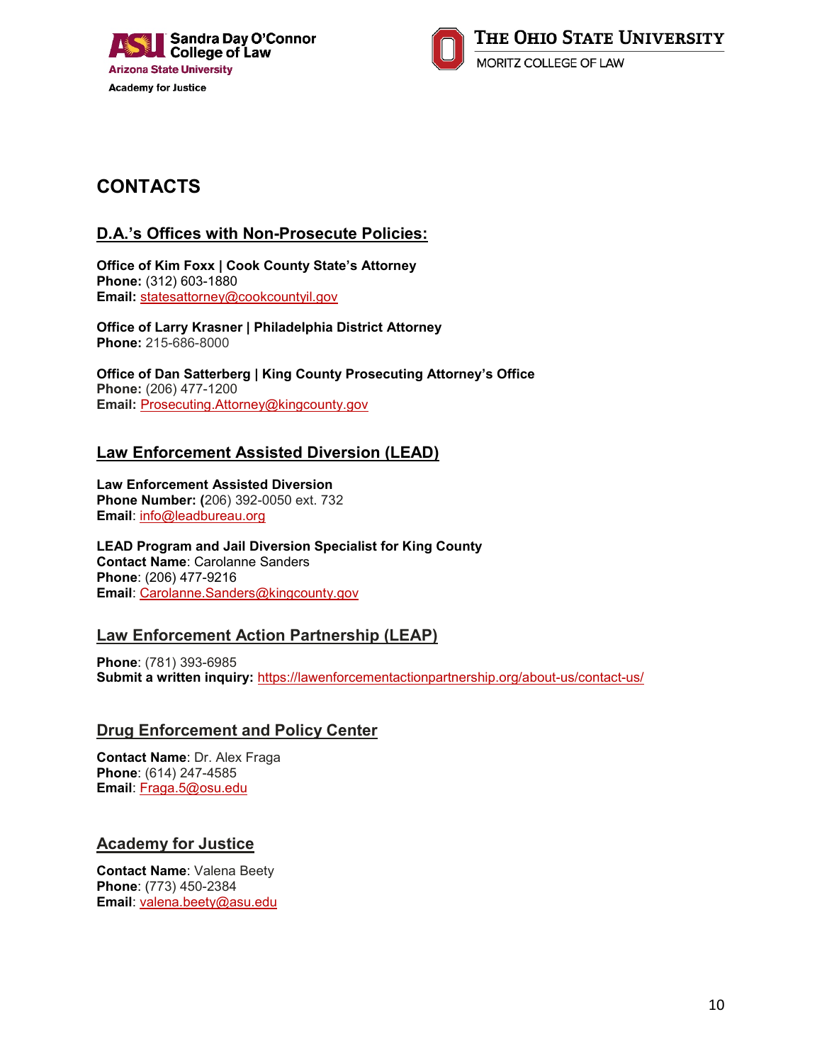# CONTACTS

## D.A.'s Offices with Non-Prosecute Policies:

**Office of Kim Foxx | Cook County State's Attorney**
**Phone:** (312) 603-1880
**Email:** statesattorney@cookcountyil.gov

**Office of Larry Krasner | Philadelphia District Attorney**
**Phone:** 215-686-8000

**Office of Dan Satterberg | King County Prosecuting Attorney's Office**
**Phone:** (206) 477-1200
**Email:** Prosecuting.Attorney@kingcounty.gov

## Law Enforcement Assisted Diversion (LEAD)

**Law Enforcement Assisted Diversion**
**Phone Number: (**206) 392-0050 ext. 732
**Email**: info@leadbureau.org

**LEAD Program and Jail Diversion Specialist for King County**
**Contact Name**: Carolanne Sanders
**Phone**: (206) 477-9216
**Email**: Carolanne.Sanders@kingcounty.gov

## Law Enforcement Action Partnership (LEAP)

**Phone**: (781) 393-6985
**Submit a written inquiry:** https://lawenforcementactionpartnership.org/about-us/contact-us/

## Drug Enforcement and Policy Center

**Contact Name**: Dr. Alex Fraga
**Phone**: (614) 247-4585
**Email**: Fraga.5@osu.edu

## Academy for Justice

**Contact Name**: Valena Beety
**Phone**: (773) 450-2384
**Email**: valena.beety@asu.edu